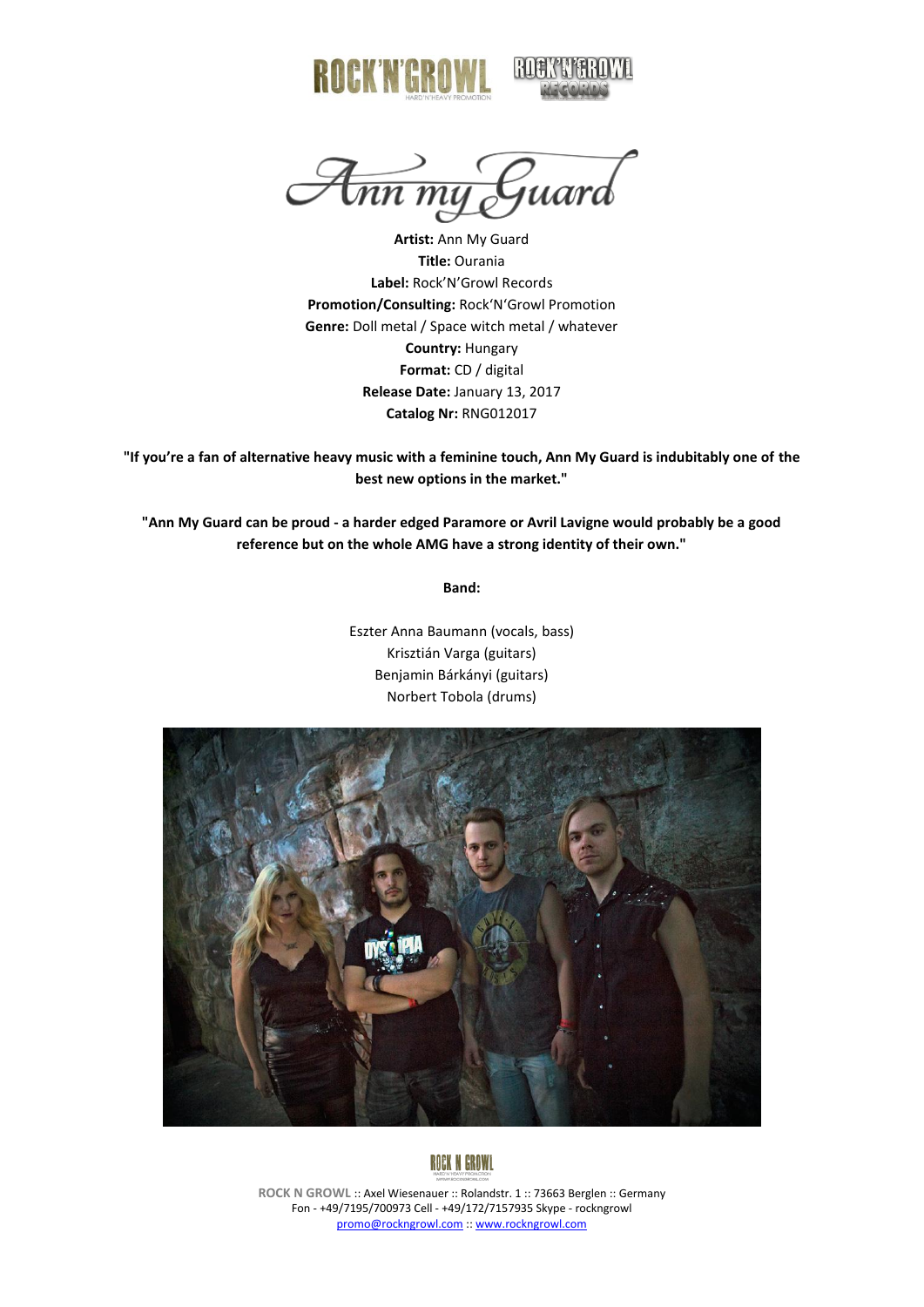# Ann my Guard

**Artist:** Ann My Guard
**Title:** Ourania
**Label:** Rock'N'Growl Records
**Promotion/Consulting:** Rock'N'Growl Promotion
**Genre:** Doll metal / Space witch metal / whatever
**Country:** Hungary
**Format:** CD / digital
**Release Date:** January 13, 2017
**Catalog Nr:** RNG012017

**"If you're a fan of alternative heavy music with a feminine touch, Ann My Guard is indubitably one of the best new options in the market."**

**"Ann My Guard can be proud - a harder edged Paramore or Avril Lavigne would probably be a good reference but on the whole AMG have a strong identity of their own."**

**Band:**

Eszter Anna Baumann (vocals, bass)
Krisztián Varga (guitars)
Benjamin Bárkányi (guitars)
Norbert Tobola (drums)

ROCK N GROWL :: Axel Wiesenauer :: Rolandstr. 1 :: 73663 Berglen :: Germany
Fon - +49/7195/700973 Cell - +49/172/7157935 Skype - rockngrowl
promo@rockngrowl.com :: www.rockngrowl.com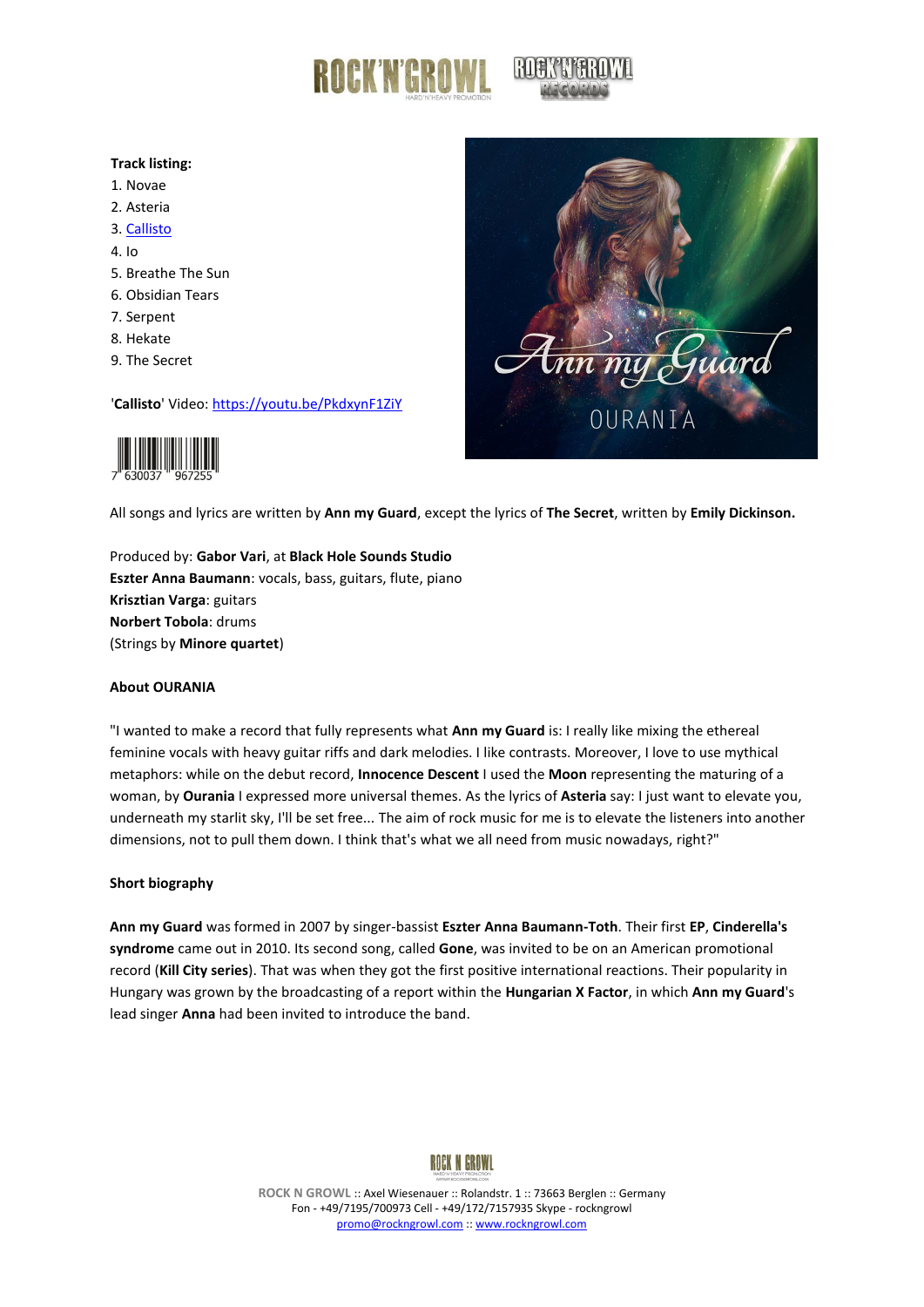**Track listing:**

1. Novae
2. Asteria
3. [Callisto](Callisto)
4. Io
5. Breathe The Sun
6. Obsidian Tears
7. Serpent
8. Hekate
9. The Secret

'**Callisto**' Video: [https://youtu.be/PkdxynF1ZiY](https://youtu.be/PkdxynF1ZiY)

7 630037 967255

All songs and lyrics are written by **Ann my Guard**, except the lyrics of **The Secret**, written by **Emily Dickinson.**

Produced by: **Gabor Vari**, at **Black Hole Sounds Studio**
**Eszter Anna Baumann**: vocals, bass, guitars, flute, piano
**Krisztian Varga**: guitars
**Norbert Tobola**: drums
(Strings by **Minore quartet**)

**About OURANIA**

"I wanted to make a record that fully represents what **Ann my Guard** is: I really like mixing the ethereal feminine vocals with heavy guitar riffs and dark melodies. I like contrasts. Moreover, I love to use mythical metaphors: while on the debut record, **Innocence Descent** I used the **Moon** representing the maturing of a woman, by **Ourania** I expressed more universal themes. As the lyrics of **Asteria** say: I just want to elevate you, underneath my starlit sky, I'll be set free... The aim of rock music for me is to elevate the listeners into another dimensions, not to pull them down. I think that's what we all need from music nowadays, right?"

**Short biography**

**Ann my Guard** was formed in 2007 by singer-bassist **Eszter Anna Baumann-Toth**. Their first **EP**, **Cinderella's syndrome** came out in 2010. Its second song, called **Gone**, was invited to be on an American promotional record (**Kill City series**). That was when they got the first positive international reactions. Their popularity in Hungary was grown by the broadcasting of a report within the **Hungarian X Factor**, in which **Ann my Guard**'s lead singer **Anna** had been invited to introduce the band.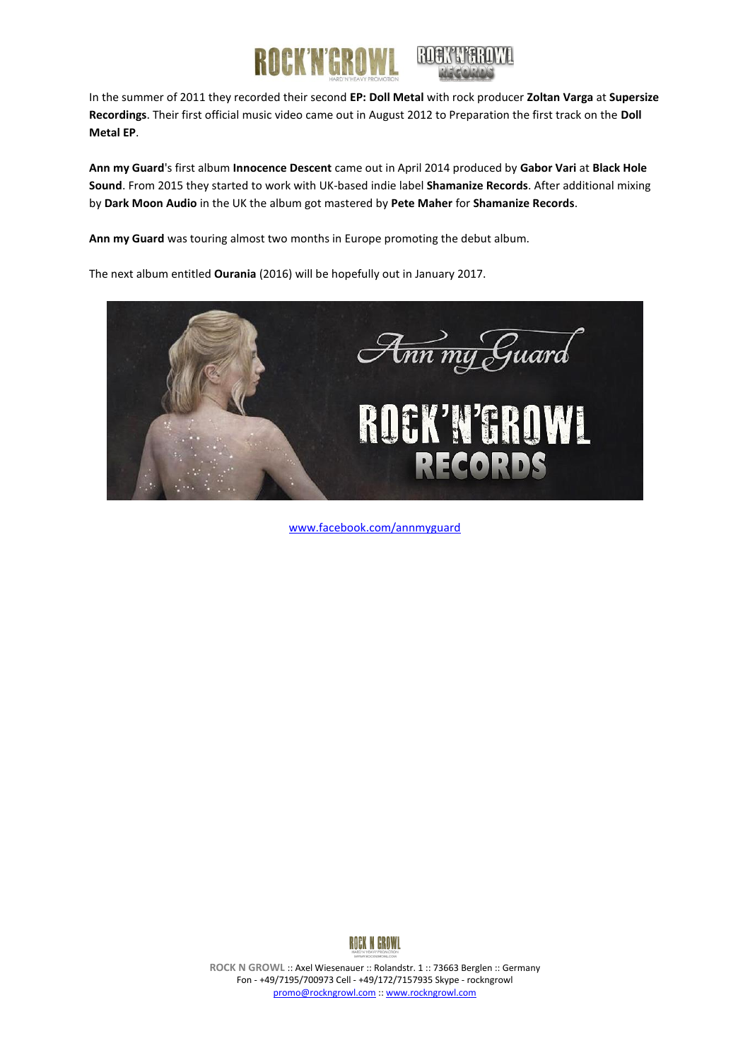In the summer of 2011 they recorded their second **EP: Doll Metal** with rock producer **Zoltan Varga** at **Supersize Recordings**. Their first official music video came out in August 2012 to Preparation the first track on the **Doll Metal EP**.

**Ann my Guard**'s first album **Innocence Descent** came out in April 2014 produced by **Gabor Vari** at **Black Hole Sound**. From 2015 they started to work with UK-based indie label **Shamanize Records**. After additional mixing by **Dark Moon Audio** in the UK the album got mastered by **Pete Maher** for **Shamanize Records**.

**Ann my Guard** was touring almost two months in Europe promoting the debut album.

The next album entitled **Ourania** (2016) will be hopefully out in January 2017.

www.facebook.com/annmyguard

**ROCK N GROWL** :: Axel Wiesenauer :: Rolandstr. 1 :: 73663 Berglen :: Germany
Fon - +49/7195/700973 Cell - +49/172/7157935 Skype - rockngrowl
promo@rockngrowl.com :: www.rockngrowl.com